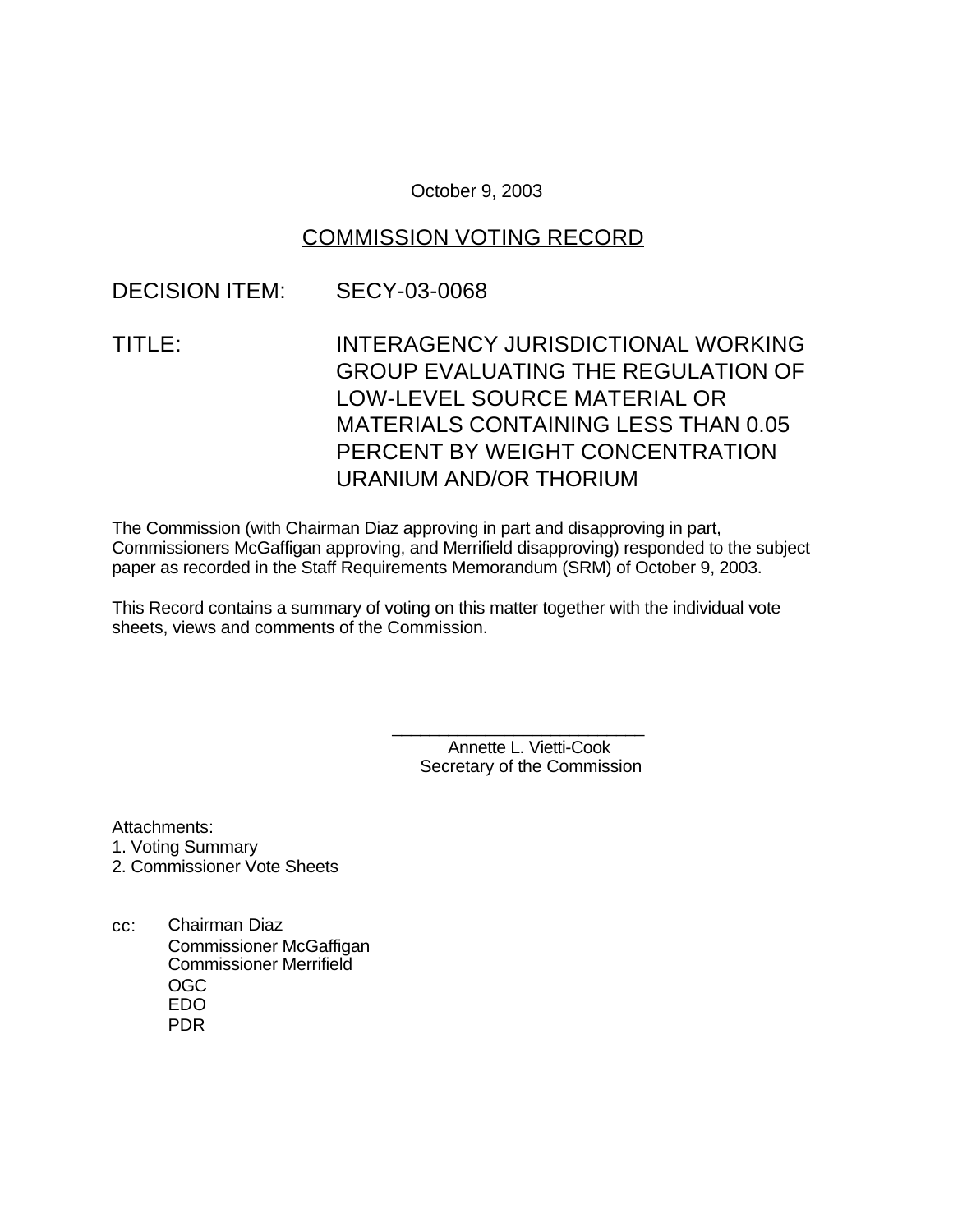October 9, 2003

## COMMISSION VOTING RECORD

DECISION ITEM: SECY-03-0068

TITLE: INTERAGENCY JURISDICTIONAL WORKING GROUP EVALUATING THE REGULATION OF LOW-LEVEL SOURCE MATERIAL OR MATERIALS CONTAINING LESS THAN 0.05 PERCENT BY WEIGHT CONCENTRATION URANIUM AND/OR THORIUM

The Commission (with Chairman Diaz approving in part and disapproving in part, Commissioners McGaffigan approving, and Merrifield disapproving) responded to the subject paper as recorded in the Staff Requirements Memorandum (SRM) of October 9, 2003.

This Record contains a summary of voting on this matter together with the individual vote sheets, views and comments of the Commission.

\_\_\_\_\_\_\_\_\_\_\_\_\_\_\_\_\_\_\_\_\_\_\_\_\_\_
Annette L. Vietti-Cook
Secretary of the Commission

Attachments:
1. Voting Summary
2. Commissioner Vote Sheets

cc: Chairman Diaz
Commissioner McGaffigan
Commissioner Merrifield
OGC
EDO
PDR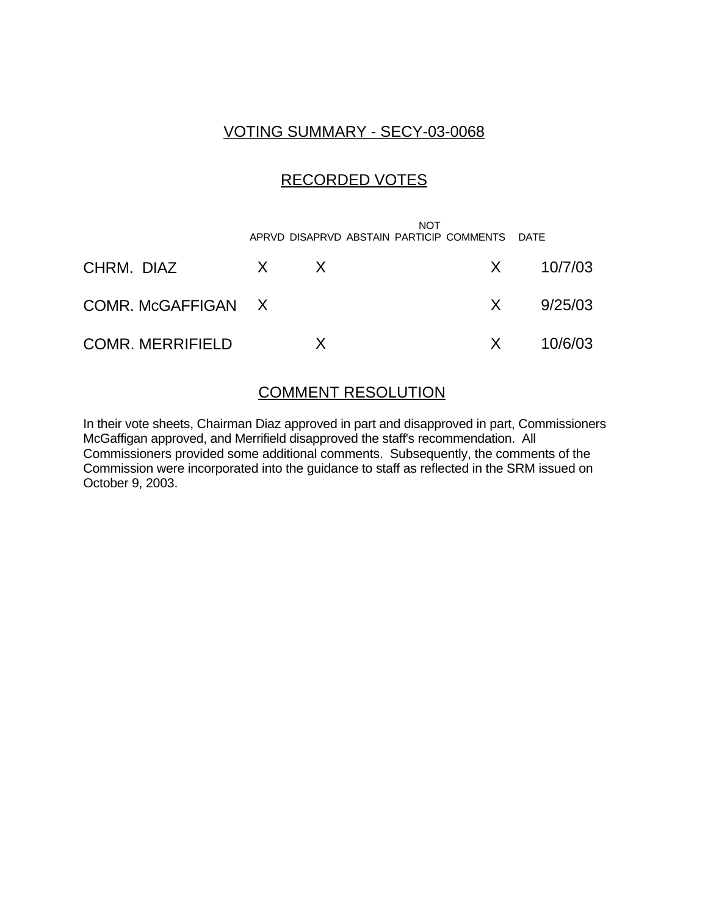## VOTING SUMMARY - SECY-03-0068

## RECORDED VOTES

| | APRVD | DISAPRVD | ABSTAIN | NOT PARTICIP | COMMENTS | DATE |
|---|---|---|---|---|---|---|
| CHRM. DIAZ | X | X | | | X | 10/7/03 |
| COMR. McGAFFIGAN | X | | | | X | 9/25/03 |
| COMR. MERRIFIELD | | X | | | X | 10/6/03 |

## COMMENT RESOLUTION

In their vote sheets, Chairman Diaz approved in part and disapproved in part, Commissioners McGaffigan approved, and Merrifield disapproved the staff's recommendation. All Commissioners provided some additional comments. Subsequently, the comments of the Commission were incorporated into the guidance to staff as reflected in the SRM issued on October 9, 2003.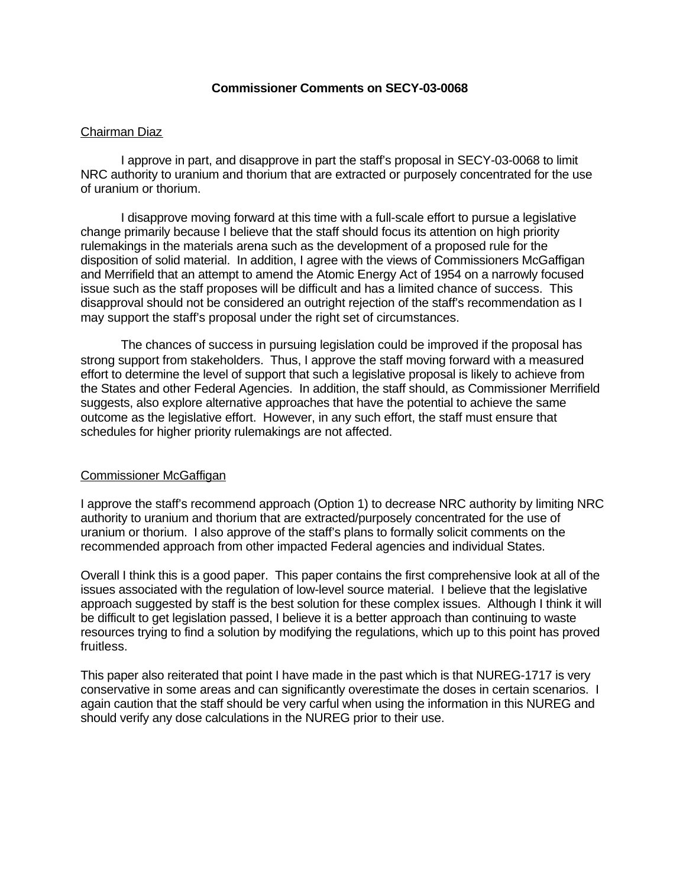**Commissioner Comments on SECY-03-0068**

Chairman Diaz

I approve in part, and disapprove in part the staff's proposal in SECY-03-0068 to limit NRC authority to uranium and thorium that are extracted or purposely concentrated for the use of uranium or thorium.

I disapprove moving forward at this time with a full-scale effort to pursue a legislative change primarily because I believe that the staff should focus its attention on high priority rulemakings in the materials arena such as the development of a proposed rule for the disposition of solid material. In addition, I agree with the views of Commissioners McGaffigan and Merrifield that an attempt to amend the Atomic Energy Act of 1954 on a narrowly focused issue such as the staff proposes will be difficult and has a limited chance of success. This disapproval should not be considered an outright rejection of the staff's recommendation as I may support the staff's proposal under the right set of circumstances.

The chances of success in pursuing legislation could be improved if the proposal has strong support from stakeholders. Thus, I approve the staff moving forward with a measured effort to determine the level of support that such a legislative proposal is likely to achieve from the States and other Federal Agencies. In addition, the staff should, as Commissioner Merrifield suggests, also explore alternative approaches that have the potential to achieve the same outcome as the legislative effort. However, in any such effort, the staff must ensure that schedules for higher priority rulemakings are not affected.

Commissioner McGaffigan

I approve the staff's recommend approach (Option 1) to decrease NRC authority by limiting NRC authority to uranium and thorium that are extracted/purposely concentrated for the use of uranium or thorium. I also approve of the staff's plans to formally solicit comments on the recommended approach from other impacted Federal agencies and individual States.

Overall I think this is a good paper. This paper contains the first comprehensive look at all of the issues associated with the regulation of low-level source material. I believe that the legislative approach suggested by staff is the best solution for these complex issues. Although I think it will be difficult to get legislation passed, I believe it is a better approach than continuing to waste resources trying to find a solution by modifying the regulations, which up to this point has proved fruitless.

This paper also reiterated that point I have made in the past which is that NUREG-1717 is very conservative in some areas and can significantly overestimate the doses in certain scenarios. I again caution that the staff should be very carful when using the information in this NUREG and should verify any dose calculations in the NUREG prior to their use.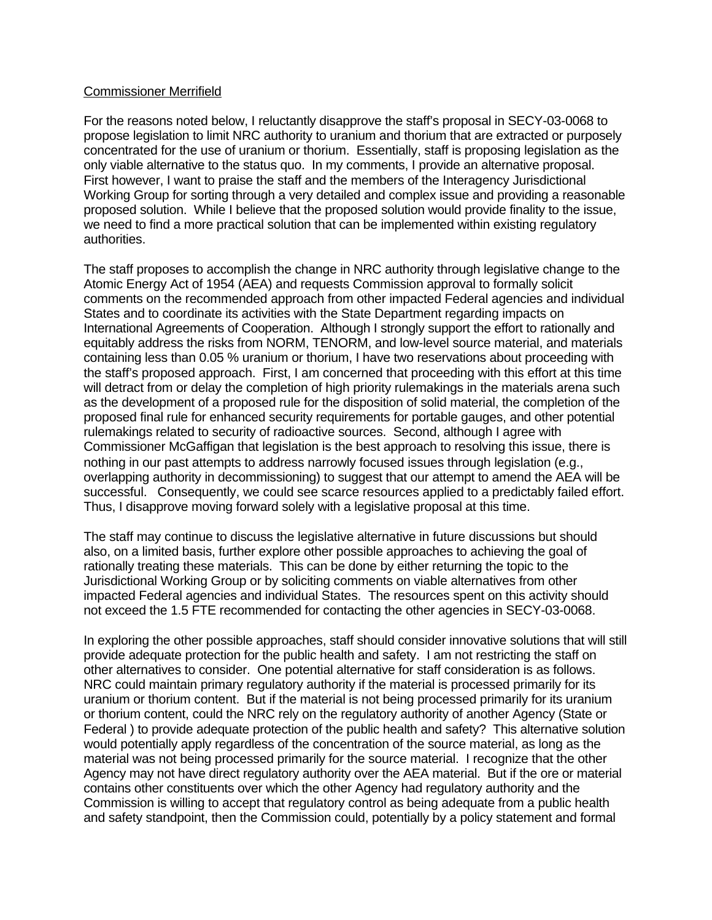Commissioner Merrifield

For the reasons noted below, I reluctantly disapprove the staff's proposal in SECY-03-0068 to propose legislation to limit NRC authority to uranium and thorium that are extracted or purposely concentrated for the use of uranium or thorium. Essentially, staff is proposing legislation as the only viable alternative to the status quo. In my comments, I provide an alternative proposal. First however, I want to praise the staff and the members of the Interagency Jurisdictional Working Group for sorting through a very detailed and complex issue and providing a reasonable proposed solution. While I believe that the proposed solution would provide finality to the issue, we need to find a more practical solution that can be implemented within existing regulatory authorities.

The staff proposes to accomplish the change in NRC authority through legislative change to the Atomic Energy Act of 1954 (AEA) and requests Commission approval to formally solicit comments on the recommended approach from other impacted Federal agencies and individual States and to coordinate its activities with the State Department regarding impacts on International Agreements of Cooperation. Although I strongly support the effort to rationally and equitably address the risks from NORM, TENORM, and low-level source material, and materials containing less than 0.05 % uranium or thorium, I have two reservations about proceeding with the staff's proposed approach. First, I am concerned that proceeding with this effort at this time will detract from or delay the completion of high priority rulemakings in the materials arena such as the development of a proposed rule for the disposition of solid material, the completion of the proposed final rule for enhanced security requirements for portable gauges, and other potential rulemakings related to security of radioactive sources. Second, although I agree with Commissioner McGaffigan that legislation is the best approach to resolving this issue, there is nothing in our past attempts to address narrowly focused issues through legislation (e.g., overlapping authority in decommissioning) to suggest that our attempt to amend the AEA will be successful. Consequently, we could see scarce resources applied to a predictably failed effort. Thus, I disapprove moving forward solely with a legislative proposal at this time.

The staff may continue to discuss the legislative alternative in future discussions but should also, on a limited basis, further explore other possible approaches to achieving the goal of rationally treating these materials. This can be done by either returning the topic to the Jurisdictional Working Group or by soliciting comments on viable alternatives from other impacted Federal agencies and individual States. The resources spent on this activity should not exceed the 1.5 FTE recommended for contacting the other agencies in SECY-03-0068.

In exploring the other possible approaches, staff should consider innovative solutions that will still provide adequate protection for the public health and safety. I am not restricting the staff on other alternatives to consider. One potential alternative for staff consideration is as follows. NRC could maintain primary regulatory authority if the material is processed primarily for its uranium or thorium content. But if the material is not being processed primarily for its uranium or thorium content, could the NRC rely on the regulatory authority of another Agency (State or Federal ) to provide adequate protection of the public health and safety? This alternative solution would potentially apply regardless of the concentration of the source material, as long as the material was not being processed primarily for the source material. I recognize that the other Agency may not have direct regulatory authority over the AEA material. But if the ore or material contains other constituents over which the other Agency had regulatory authority and the Commission is willing to accept that regulatory control as being adequate from a public health and safety standpoint, then the Commission could, potentially by a policy statement and formal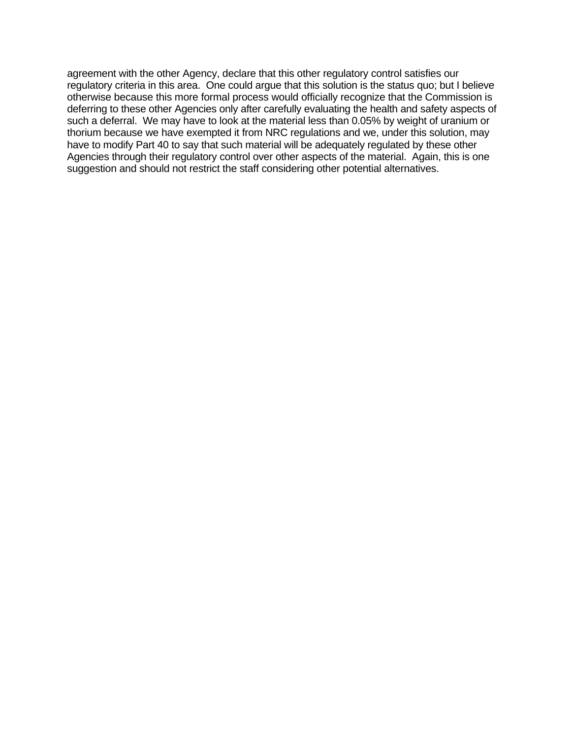agreement with the other Agency, declare that this other regulatory control satisfies our regulatory criteria in this area. One could argue that this solution is the status quo; but I believe otherwise because this more formal process would officially recognize that the Commission is deferring to these other Agencies only after carefully evaluating the health and safety aspects of such a deferral. We may have to look at the material less than 0.05% by weight of uranium or thorium because we have exempted it from NRC regulations and we, under this solution, may have to modify Part 40 to say that such material will be adequately regulated by these other Agencies through their regulatory control over other aspects of the material. Again, this is one suggestion and should not restrict the staff considering other potential alternatives.